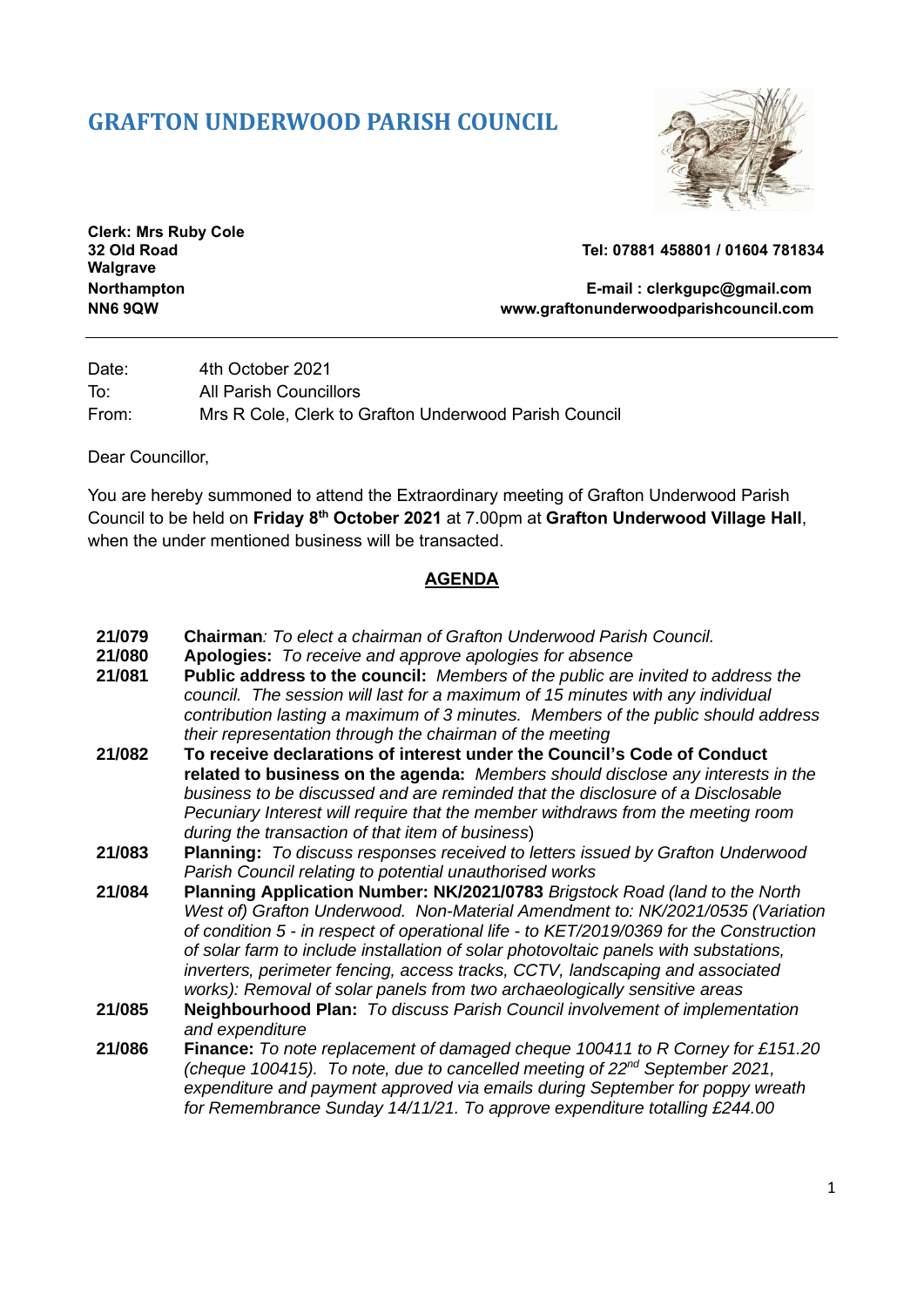# GRAFTON UNDERWOOD PARISH COUNCIL

**Clerk: Mrs Ruby Cole**
**32 Old Road**
**Walgrave**
**Northampton**
**NN6 9QW**

**Tel: 07881 458801 / 01604 781834**

**E-mail : clerkgupc@gmail.com**
**www.graftonunderwoodparishcouncil.com**

---

Date: 4th October 2021
To: All Parish Councillors
From: Mrs R Cole, Clerk to Grafton Underwood Parish Council

Dear Councillor,

You are hereby summoned to attend the Extraordinary meeting of Grafton Underwood Parish Council to be held on **Friday 8th October 2021** at 7.00pm at **Grafton Underwood Village Hall**, when the under mentioned business will be transacted.

## AGENDA

**21/079** **Chairman**: *To elect a chairman of Grafton Underwood Parish Council.*

**21/080** **Apologies:** *To receive and approve apologies for absence*

**21/081** **Public address to the council:** *Members of the public are invited to address the council. The session will last for a maximum of 15 minutes with any individual contribution lasting a maximum of 3 minutes. Members of the public should address their representation through the chairman of the meeting*

**21/082** **To receive declarations of interest under the Council's Code of Conduct related to business on the agenda:** *Members should disclose any interests in the business to be discussed and are reminded that the disclosure of a Disclosable Pecuniary Interest will require that the member withdraws from the meeting room during the transaction of that item of business)*

**21/083** **Planning:** *To discuss responses received to letters issued by Grafton Underwood Parish Council relating to potential unauthorised works*

**21/084** **Planning Application Number: NK/2021/0783** *Brigstock Road (land to the North West of) Grafton Underwood. Non-Material Amendment to: NK/2021/0535 (Variation of condition 5 - in respect of operational life - to KET/2019/0369 for the Construction of solar farm to include installation of solar photovoltaic panels with substations, inverters, perimeter fencing, access tracks, CCTV, landscaping and associated works): Removal of solar panels from two archaeologically sensitive areas*

**21/085** **Neighbourhood Plan:** *To discuss Parish Council involvement of implementation and expenditure*

**21/086** **Finance:** *To note replacement of damaged cheque 100411 to R Corney for £151.20 (cheque 100415). To note, due to cancelled meeting of 22nd September 2021, expenditure and payment approved via emails during September for poppy wreath for Remembrance Sunday 14/11/21. To approve expenditure totalling £244.00*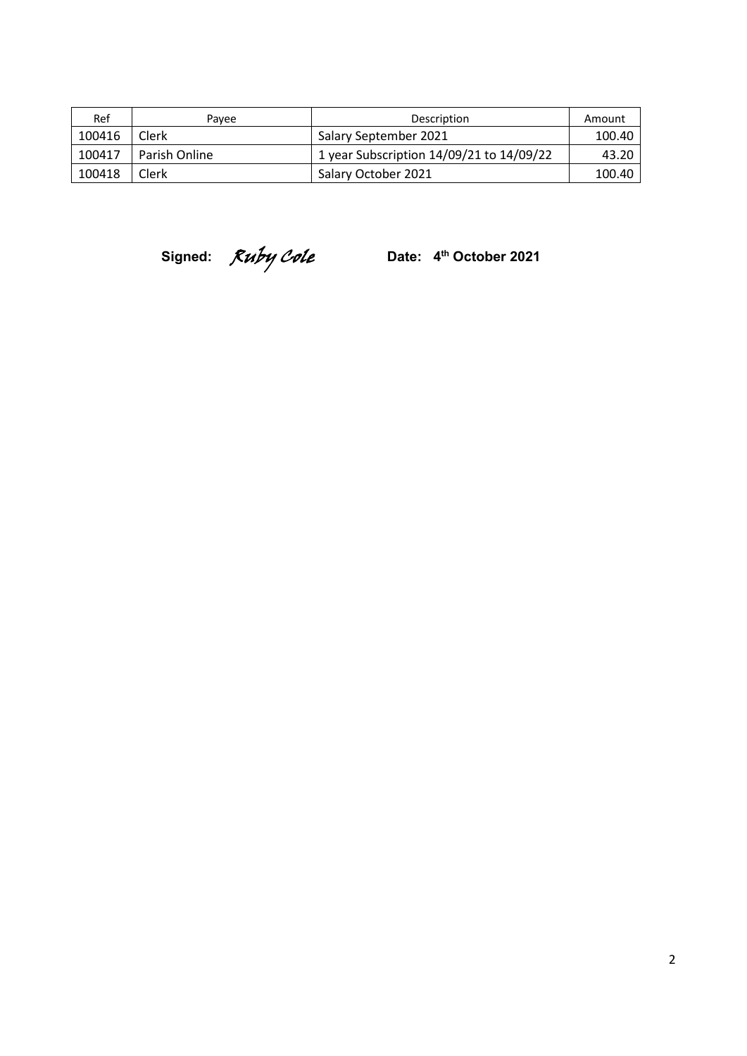| Ref | Payee | Description | Amount |
| --- | --- | --- | --- |
| 100416 | Clerk | Salary September 2021 | 100.40 |
| 100417 | Parish Online | 1 year Subscription 14/09/21 to 14/09/22 | 43.20 |
| 100418 | Clerk | Salary October 2021 | 100.40 |

**Signed:** *Ruby Cole* **Date: 4th October 2021**